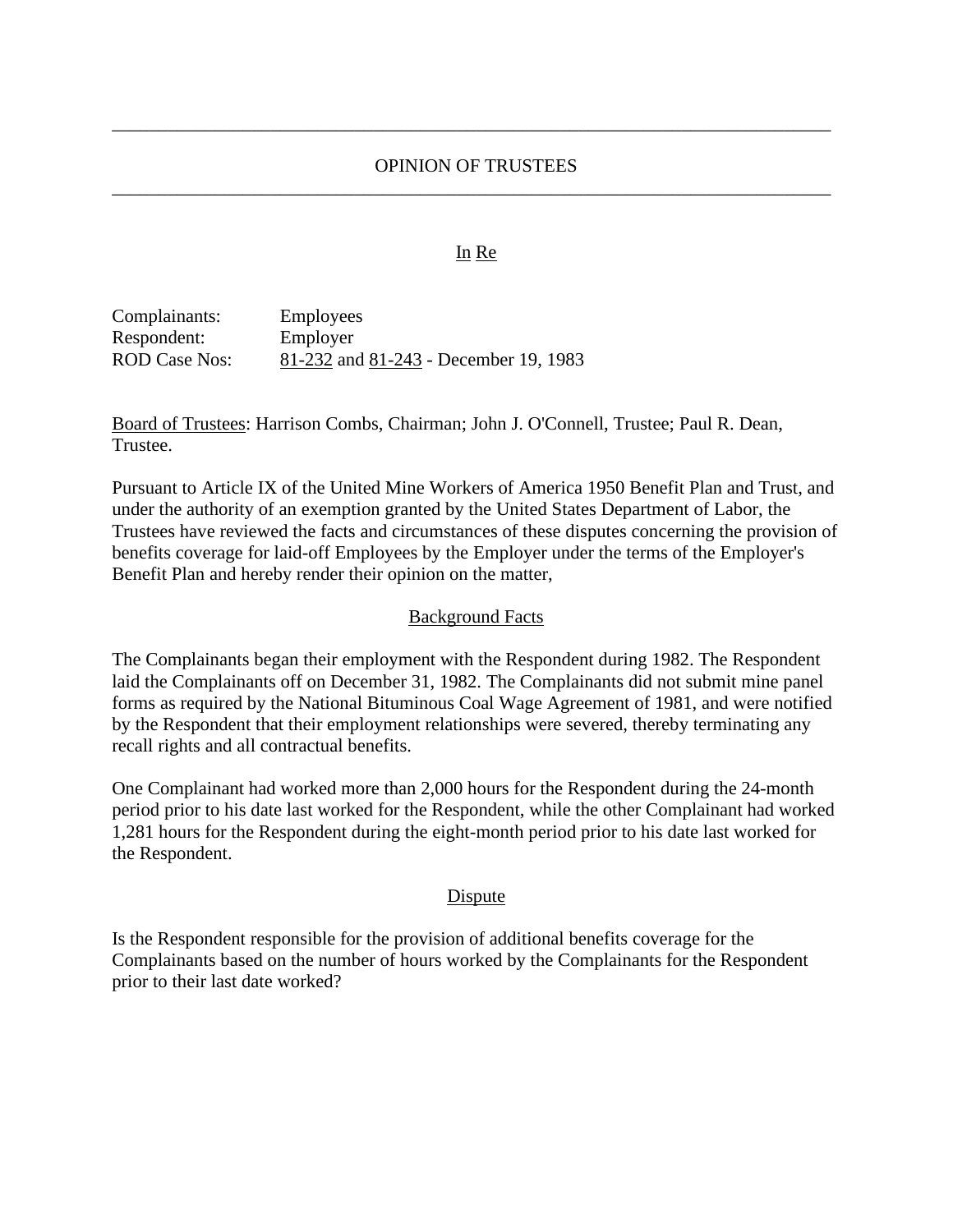---

# OPINION OF TRUSTEES

---

## In Re

Complainants: Employees
Respondent: Employer
ROD Case Nos: 81-232 and 81-243 - December 19, 1983

Board of Trustees: Harrison Combs, Chairman; John J. O'Connell, Trustee; Paul R. Dean, Trustee.

Pursuant to Article IX of the United Mine Workers of America 1950 Benefit Plan and Trust, and under the authority of an exemption granted by the United States Department of Labor, the Trustees have reviewed the facts and circumstances of these disputes concerning the provision of benefits coverage for laid-off Employees by the Employer under the terms of the Employer's Benefit Plan and hereby render their opinion on the matter,

## Background Facts

The Complainants began their employment with the Respondent during 1982. The Respondent laid the Complainants off on December 31, 1982. The Complainants did not submit mine panel forms as required by the National Bituminous Coal Wage Agreement of 1981, and were notified by the Respondent that their employment relationships were severed, thereby terminating any recall rights and all contractual benefits.

One Complainant had worked more than 2,000 hours for the Respondent during the 24-month period prior to his date last worked for the Respondent, while the other Complainant had worked 1,281 hours for the Respondent during the eight-month period prior to his date last worked for the Respondent.

## Dispute

Is the Respondent responsible for the provision of additional benefits coverage for the Complainants based on the number of hours worked by the Complainants for the Respondent prior to their last date worked?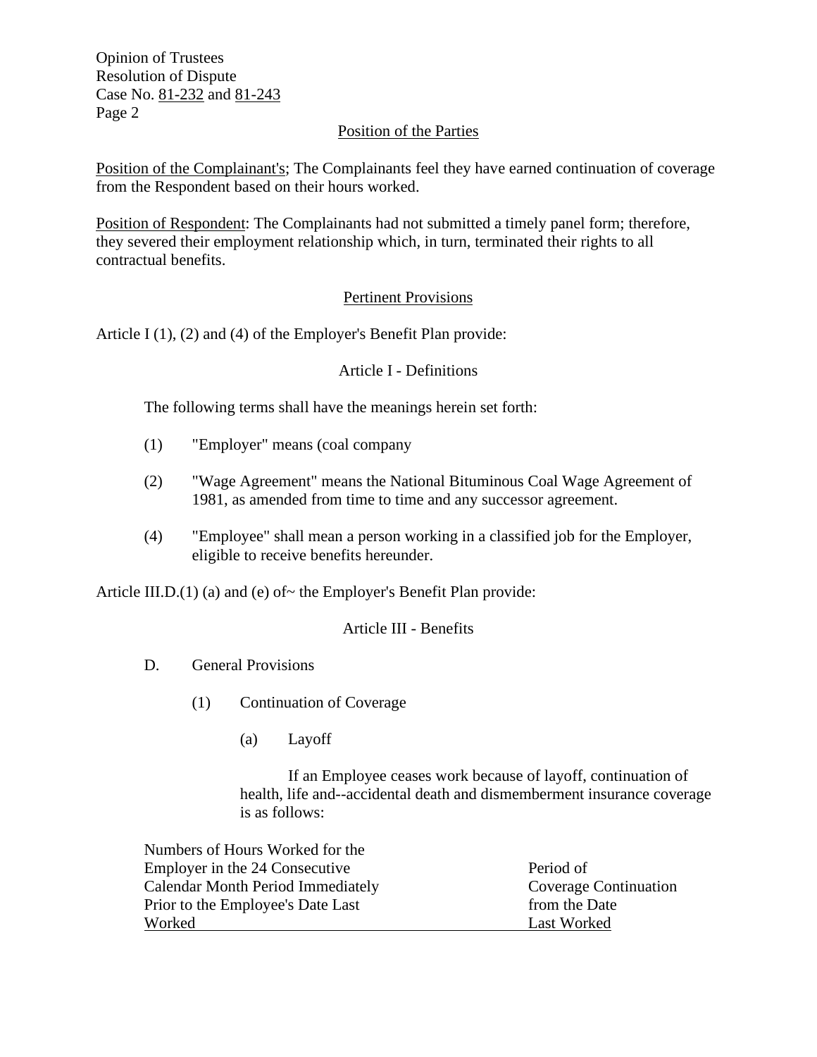## Position of the Parties

Position of the Complainant's; The Complainants feel they have earned continuation of coverage from the Respondent based on their hours worked.

Position of Respondent: The Complainants had not submitted a timely panel form; therefore, they severed their employment relationship which, in turn, terminated their rights to all contractual benefits.

## Pertinent Provisions

Article I (1), (2) and (4) of the Employer's Benefit Plan provide:

### Article I - Definitions

The following terms shall have the meanings herein set forth:

(1) "Employer" means (coal company

(2) "Wage Agreement" means the National Bituminous Coal Wage Agreement of 1981, as amended from time to time and any successor agreement.

(4) "Employee" shall mean a person working in a classified job for the Employer, eligible to receive benefits hereunder.

Article III.D.(1) (a) and (e) of~ the Employer's Benefit Plan provide:

### Article III - Benefits

D. General Provisions

(1) Continuation of Coverage

(a) Layoff

If an Employee ceases work because of layoff, continuation of health, life and--accidental death and dismemberment insurance coverage is as follows:

| Numbers of Hours Worked for the Employer in the 24 Consecutive Calendar Month Period Immediately Prior to the Employee's Date Last Worked | Period of Coverage Continuation from the Date Last Worked |
|---|---|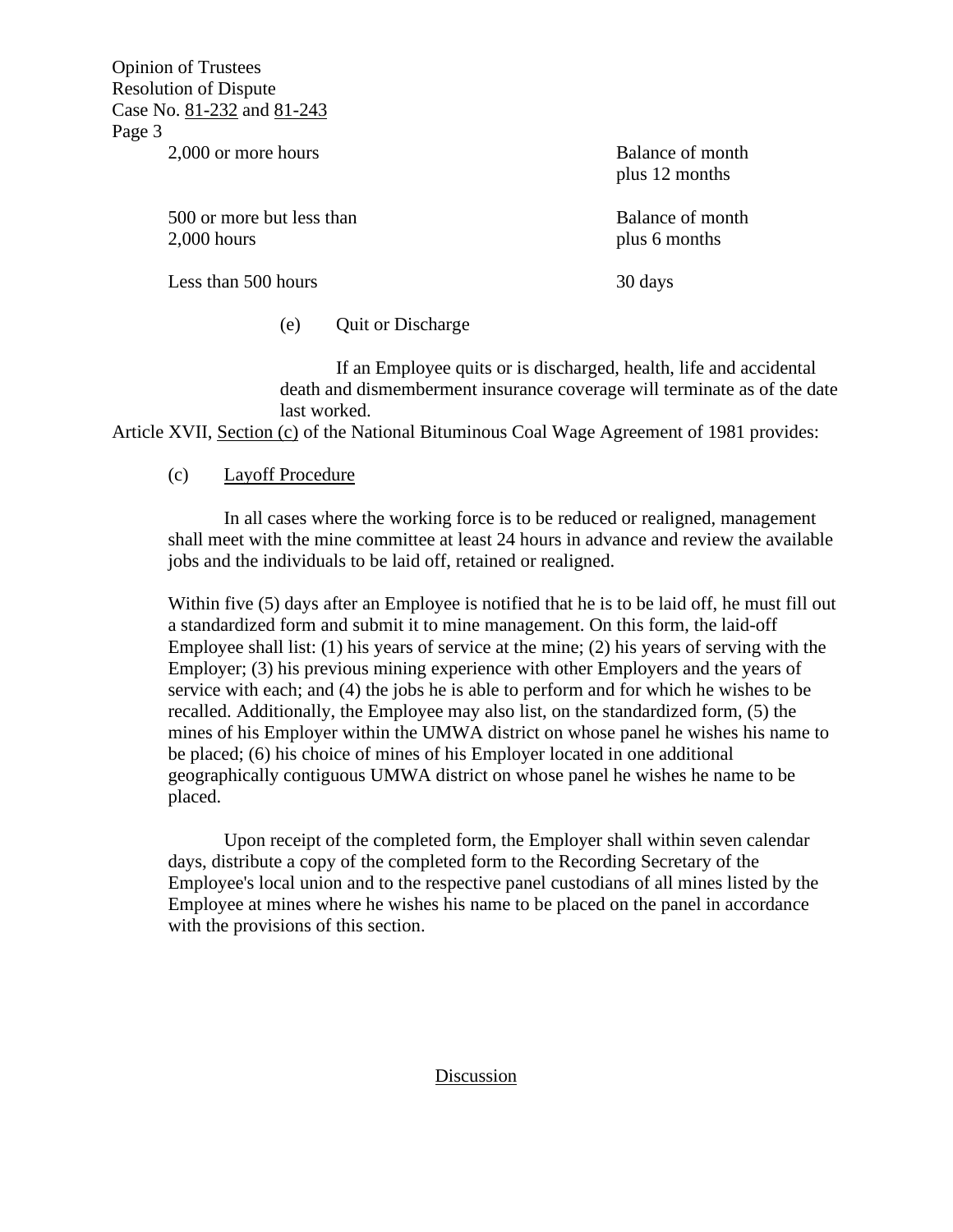| | |
|---|---|
| 2,000 or more hours | Balance of month plus 12 months |
| 500 or more but less than 2,000 hours | Balance of month plus 6 months |
| Less than 500 hours | 30 days |

(e) Quit or Discharge

If an Employee quits or is discharged, health, life and accidental death and dismemberment insurance coverage will terminate as of the date last worked.

Article XVII, Section (c) of the National Bituminous Coal Wage Agreement of 1981 provides:

(c) Layoff Procedure

In all cases where the working force is to be reduced or realigned, management shall meet with the mine committee at least 24 hours in advance and review the available jobs and the individuals to be laid off, retained or realigned.

Within five (5) days after an Employee is notified that he is to be laid off, he must fill out a standardized form and submit it to mine management. On this form, the laid-off Employee shall list: (1) his years of service at the mine; (2) his years of serving with the Employer; (3) his previous mining experience with other Employers and the years of service with each; and (4) the jobs he is able to perform and for which he wishes to be recalled. Additionally, the Employee may also list, on the standardized form, (5) the mines of his Employer within the UMWA district on whose panel he wishes his name to be placed; (6) his choice of mines of his Employer located in one additional geographically contiguous UMWA district on whose panel he wishes he name to be placed.

Upon receipt of the completed form, the Employer shall within seven calendar days, distribute a copy of the completed form to the Recording Secretary of the Employee's local union and to the respective panel custodians of all mines listed by the Employee at mines where he wishes his name to be placed on the panel in accordance with the provisions of this section.

## Discussion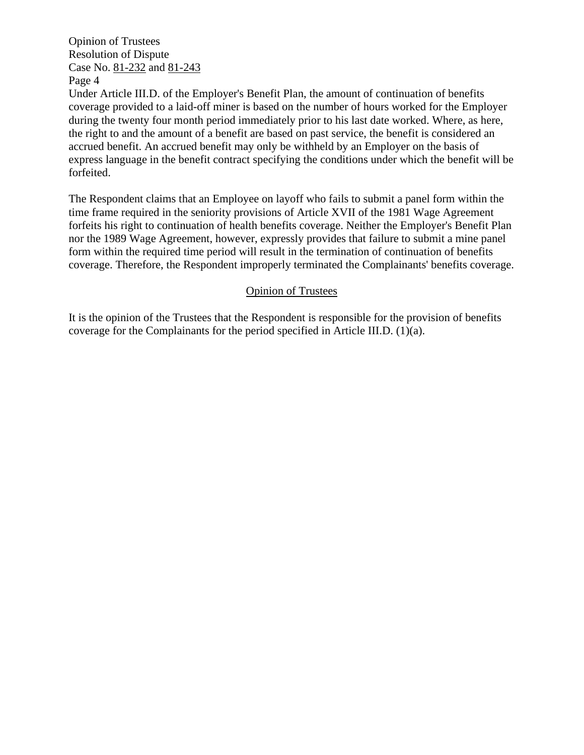Under Article III.D. of the Employer's Benefit Plan, the amount of continuation of benefits coverage provided to a laid-off miner is based on the number of hours worked for the Employer during the twenty four month period immediately prior to his last date worked. Where, as here, the right to and the amount of a benefit are based on past service, the benefit is considered an accrued benefit. An accrued benefit may only be withheld by an Employer on the basis of express language in the benefit contract specifying the conditions under which the benefit will be forfeited.

The Respondent claims that an Employee on layoff who fails to submit a panel form within the time frame required in the seniority provisions of Article XVII of the 1981 Wage Agreement forfeits his right to continuation of health benefits coverage. Neither the Employer's Benefit Plan nor the 1989 Wage Agreement, however, expressly provides that failure to submit a mine panel form within the required time period will result in the termination of continuation of benefits coverage. Therefore, the Respondent improperly terminated the Complainants' benefits coverage.

## Opinion of Trustees

It is the opinion of the Trustees that the Respondent is responsible for the provision of benefits coverage for the Complainants for the period specified in Article III.D. (1)(a).